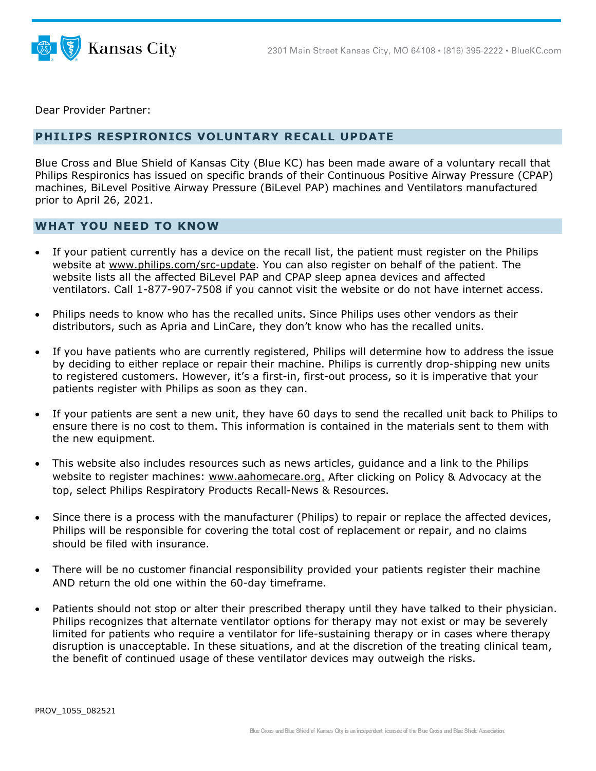Dear Provider Partner:

## PHILIPS RESPIRONICS VOLUNTARY RECALL UPDATE

Blue Cross and Blue Shield of Kansas City (Blue KC) has been made aware of a voluntary recall that Philips Respironics has issued on specific brands of their Continuous Positive Airway Pressure (CPAP) machines, BiLevel Positive Airway Pressure (BiLevel PAP) machines and Ventilators manufactured prior to April 26, 2021.

## WHAT YOU NEED TO KNOW

- If your patient currently has a device on the recall list, the patient must register on the Philips website at www.philips.com/src-update. You can also register on behalf of the patient. The website lists all the affected BiLevel PAP and CPAP sleep apnea devices and affected ventilators. Call 1-877-907-7508 if you cannot visit the website or do not have internet access.
- Philips needs to know who has the recalled units. Since Philips uses other vendors as their distributors, such as Apria and LinCare, they don't know who has the recalled units.
- If you have patients who are currently registered, Philips will determine how to address the issue by deciding to either replace or repair their machine. Philips is currently drop-shipping new units to registered customers. However, it's a first-in, first-out process, so it is imperative that your patients register with Philips as soon as they can.
- If your patients are sent a new unit, they have 60 days to send the recalled unit back to Philips to ensure there is no cost to them. This information is contained in the materials sent to them with the new equipment.
- This website also includes resources such as news articles, guidance and a link to the Philips website to register machines: www.aahomecare.org. After clicking on Policy & Advocacy at the top, select Philips Respiratory Products Recall-News & Resources.
- Since there is a process with the manufacturer (Philips) to repair or replace the affected devices, Philips will be responsible for covering the total cost of replacement or repair, and no claims should be filed with insurance.
- There will be no customer financial responsibility provided your patients register their machine AND return the old one within the 60-day timeframe.
- Patients should not stop or alter their prescribed therapy until they have talked to their physician. Philips recognizes that alternate ventilator options for therapy may not exist or may be severely limited for patients who require a ventilator for life-sustaining therapy or in cases where therapy disruption is unacceptable. In these situations, and at the discretion of the treating clinical team, the benefit of continued usage of these ventilator devices may outweigh the risks.

PROV_1055_082521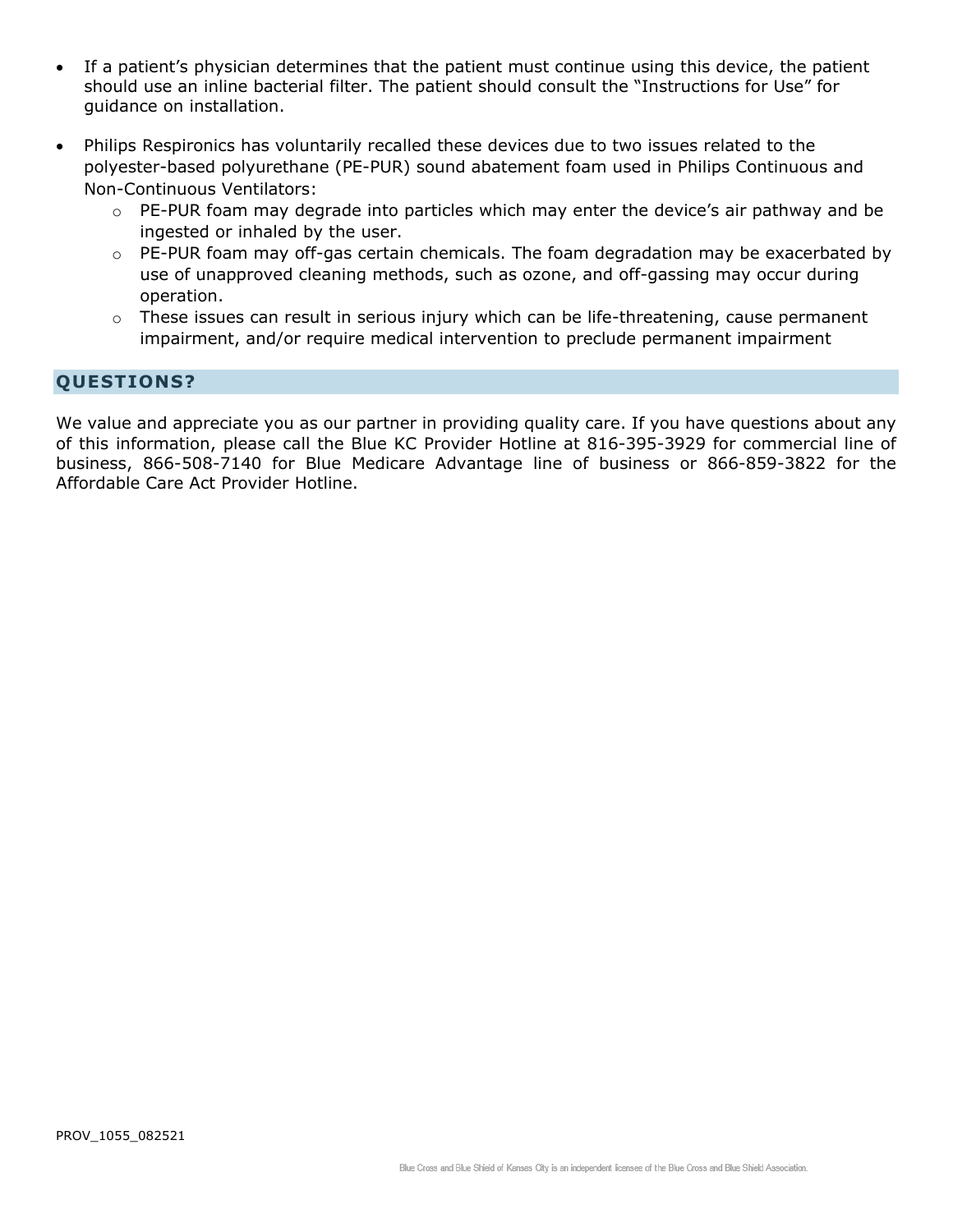- If a patient's physician determines that the patient must continue using this device, the patient should use an inline bacterial filter. The patient should consult the "Instructions for Use" for guidance on installation.
- Philips Respironics has voluntarily recalled these devices due to two issues related to the polyester-based polyurethane (PE-PUR) sound abatement foam used in Philips Continuous and Non-Continuous Ventilators:
  - PE-PUR foam may degrade into particles which may enter the device's air pathway and be ingested or inhaled by the user.
  - PE-PUR foam may off-gas certain chemicals. The foam degradation may be exacerbated by use of unapproved cleaning methods, such as ozone, and off-gassing may occur during operation.
  - These issues can result in serious injury which can be life-threatening, cause permanent impairment, and/or require medical intervention to preclude permanent impairment

## QUESTIONS?

We value and appreciate you as our partner in providing quality care. If you have questions about any of this information, please call the Blue KC Provider Hotline at 816-395-3929 for commercial line of business, 866-508-7140 for Blue Medicare Advantage line of business or 866-859-3822 for the Affordable Care Act Provider Hotline.

PROV_1055_082521

Blue Cross and Blue Shield of Kansas City is an independent licensee of the Blue Cross and Blue Shield Association.